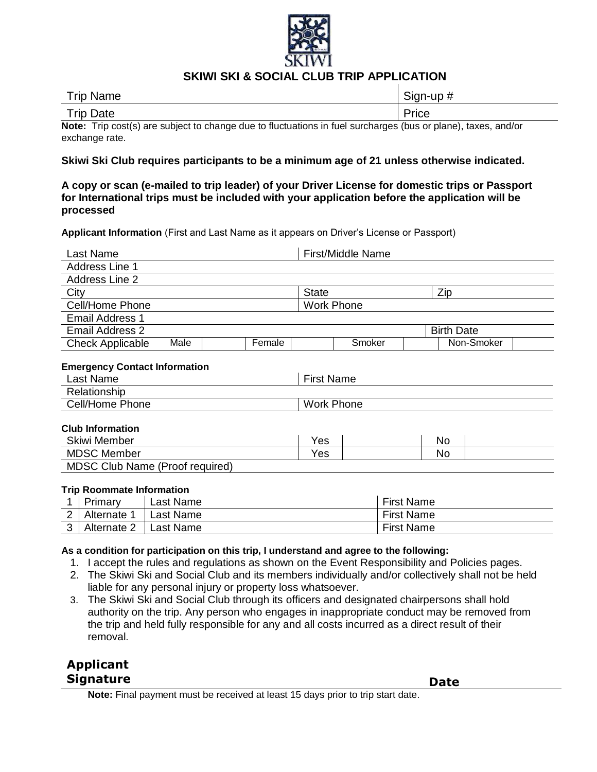SKIWI

# SKIWI SKI & SOCIAL CLUB TRIP APPLICATION

| | |
|---|---|
| Trip Name | Sign-up # |
| Trip Date | Price |

**Note:** Trip cost(s) are subject to change due to fluctuations in fuel surcharges (bus or plane), taxes, and/or exchange rate.

**Skiwi Ski Club requires participants to be a minimum age of 21 unless otherwise indicated.**

**A copy or scan (e-mailed to trip leader) of your Driver License for domestic trips or Passport for International trips must be included with your application before the application will be processed**

**Applicant Information** (First and Last Name as it appears on Driver's License or Passport)

| | | | | | | | |
|---|---|---|---|---|---|---|---|
| Last Name | | | First/Middle Name | | | | |
| Address Line 1 | | | | | | | |
| Address Line 2 | | | | | | | |
| City | | | State | | | Zip | |
| Cell/Home Phone | | | Work Phone | | | | |
| Email Address 1 | | | | | | | |
| Email Address 2 | | | | | | Birth Date | |
| Check Applicable | Male | | Female | | Smoker | | Non-Smoker |

**Emergency Contact Information**

| | |
|---|---|
| Last Name | First Name |
| Relationship | |
| Cell/Home Phone | Work Phone |

**Club Information**

| | | | | |
|---|---|---|---|---|
| Skiwi Member | Yes | | No | |
| MDSC Member | Yes | | No | |
| MDSC Club Name (Proof required) | | | | |

**Trip Roommate Information**

| | | | |
|---|---|---|---|
| 1 | Primary | Last Name | First Name |
| 2 | Alternate 1 | Last Name | First Name |
| 3 | Alternate 2 | Last Name | First Name |

**As a condition for participation on this trip, I understand and agree to the following:**

1. I accept the rules and regulations as shown on the Event Responsibility and Policies pages.
2. The Skiwi Ski and Social Club and its members individually and/or collectively shall not be held liable for any personal injury or property loss whatsoever.
3. The Skiwi Ski and Social Club through its officers and designated chairpersons shall hold authority on the trip. Any person who engages in inappropriate conduct may be removed from the trip and held fully responsible for any and all costs incurred as a direct result of their removal.

**Applicant Signature** **Date**

**Note:** Final payment must be received at least 15 days prior to trip start date.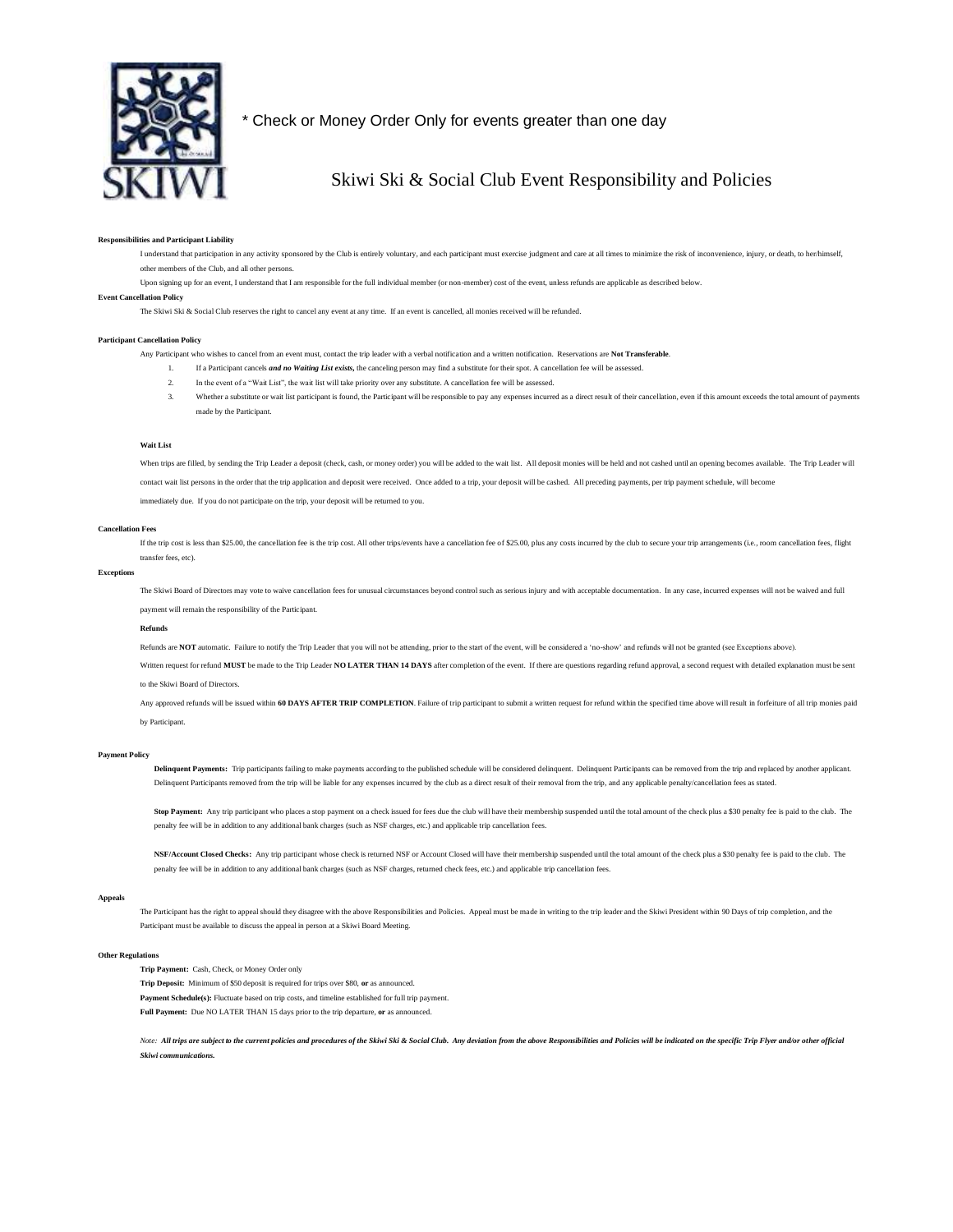\* Check or Money Order Only for events greater than one day

# Skiwi Ski & Social Club Event Responsibility and Policies

**Responsibilities and Participant Liability**

I understand that participation in any activity sponsored by the Club is entirely voluntary, and each participant must exercise judgment and care at all times to minimize the risk of inconvenience, injury, or death, to her/himself, other members of the Club, and all other persons.

Upon signing up for an event, I understand that I am responsible for the full individual member (or non-member) cost of the event, unless refunds are applicable as described below.

**Event Cancellation Policy**

The Skiwi Ski & Social Club reserves the right to cancel any event at any time. If an event is cancelled, all monies received will be refunded.

**Participant Cancellation Policy**

Any Participant who wishes to cancel from an event must, contact the trip leader with a verbal notification and a written notification. Reservations are **Not Transferable**.

1. If a Participant cancels ***and no Waiting List exists,*** the canceling person may find a substitute for their spot. A cancellation fee will be assessed.
2. In the event of a "Wait List", the wait list will take priority over any substitute. A cancellation fee will be assessed.
3. Whether a substitute or wait list participant is found, the Participant will be responsible to pay any expenses incurred as a direct result of their cancellation, even if this amount exceeds the total amount of payments made by the Participant.

**Wait List**

When trips are filled, by sending the Trip Leader a deposit (check, cash, or money order) you will be added to the wait list. All deposit monies will be held and not cashed until an opening becomes available. The Trip Leader will contact wait list persons in the order that the trip application and deposit were received. Once added to a trip, your deposit will be cashed. All preceding payments, per trip payment schedule, will become immediately due. If you do not participate on the trip, your deposit will be returned to you.

**Cancellation Fees**

If the trip cost is less than $25.00, the cancellation fee is the trip cost. All other trips/events have a cancellation fee of $25.00, plus any costs incurred by the club to secure your trip arrangements (i.e., room cancellation fees, flight transfer fees, etc).

**Exceptions**

The Skiwi Board of Directors may vote to waive cancellation fees for unusual circumstances beyond control such as serious injury and with acceptable documentation. In any case, incurred expenses will not be waived and full payment will remain the responsibility of the Participant.

**Refunds**

Refunds are **NOT** automatic. Failure to notify the Trip Leader that you will not be attending, prior to the start of the event, will be considered a 'no-show' and refunds will not be granted (see Exceptions above).

Written request for refund **MUST** be made to the Trip Leader **NO LATER THAN 14 DAYS** after completion of the event. If there are questions regarding refund approval, a second request with detailed explanation must be sent to the Skiwi Board of Directors.

Any approved refunds will be issued within **60 DAYS AFTER TRIP COMPLETION**. Failure of trip participant to submit a written request for refund within the specified time above will result in forfeiture of all trip monies paid by Participant.

**Payment Policy**

**Delinquent Payments:** Trip participants failing to make payments according to the published schedule will be considered delinquent. Delinquent Participants can be removed from the trip and replaced by another applicant. Delinquent Participants removed from the trip will be liable for any expenses incurred by the club as a direct result of their removal from the trip, and any applicable penalty/cancellation fees as stated.

**Stop Payment:** Any trip participant who places a stop payment on a check issued for fees due the club will have their membership suspended until the total amount of the check plus a $30 penalty fee is paid to the club. The penalty fee will be in addition to any additional bank charges (such as NSF charges, etc.) and applicable trip cancellation fees.

**NSF/Account Closed Checks:** Any trip participant whose check is returned NSF or Account Closed will have their membership suspended until the total amount of the check plus a $30 penalty fee is paid to the club. The penalty fee will be in addition to any additional bank charges (such as NSF charges, returned check fees, etc.) and applicable trip cancellation fees.

**Appeals**

The Participant has the right to appeal should they disagree with the above Responsibilities and Policies. Appeal must be made in writing to the trip leader and the Skiwi President within 90 Days of trip completion, and the Participant must be available to discuss the appeal in person at a Skiwi Board Meeting.

**Other Regulations**

**Trip Payment:** Cash, Check, or Money Order only

**Trip Deposit:** Minimum of $50 deposit is required for trips over $80, **or** as announced.

**Payment Schedule(s):** Fluctuate based on trip costs, and timeline established for full trip payment.

**Full Payment:** Due NO LATER THAN 15 days prior to the trip departure, **or** as announced.

*Note:* ***All trips are subject to the current policies and procedures of the Skiwi Ski & Social Club. Any deviation from the above Responsibilities and Policies will be indicated on the specific Trip Flyer and/or other official Skiwi communications.***